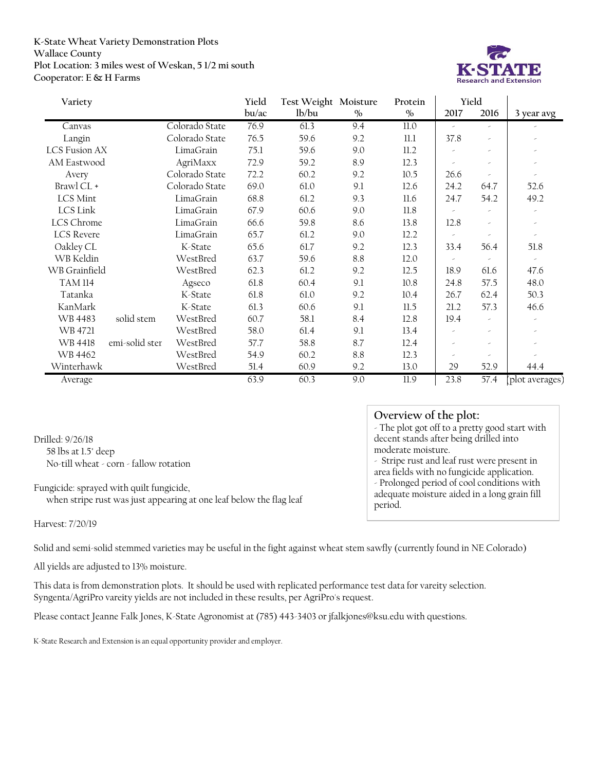**K-State Wheat Variety Demonstration Plots**
**Wallace County**
**Plot Location: 3 miles west of Weskan, 5 1/2 mi south**
**Cooperator: E & H Farms**

| Variety | | | Yield bu/ac | Test Weight lb/bu | Moisture % | Protein % | Yield 2017 | Yield 2016 | 3 year avg |
|---|---|---|---|---|---|---|---|---|---|
| Canvas | | Colorado State | 76.9 | 61.3 | 9.4 | 11.0 | - | - | - |
| Langin | | Colorado State | 76.5 | 59.6 | 9.2 | 11.1 | 37.8 | - | - |
| LCS Fusion AX | | LimaGrain | 75.1 | 59.6 | 9.0 | 11.2 | - | - | - |
| AM Eastwood | | AgriMaxx | 72.9 | 59.2 | 8.9 | 12.3 | - | - | - |
| Avery | | Colorado State | 72.2 | 60.2 | 9.2 | 10.5 | 26.6 | - | - |
| Brawl CL + | | Colorado State | 69.0 | 61.0 | 9.1 | 12.6 | 24.2 | 64.7 | 52.6 |
| LCS Mint | | LimaGrain | 68.8 | 61.2 | 9.3 | 11.6 | 24.7 | 54.2 | 49.2 |
| LCS Link | | LimaGrain | 67.9 | 60.6 | 9.0 | 11.8 | - | - | - |
| LCS Chrome | | LimaGrain | 66.6 | 59.8 | 8.6 | 13.8 | 12.8 | - | - |
| LCS Revere | | LimaGrain | 65.7 | 61.2 | 9.0 | 12.2 | - | - | - |
| Oakley CL | | K-State | 65.6 | 61.7 | 9.2 | 12.3 | 33.4 | 56.4 | 51.8 |
| WB Keldin | | WestBred | 63.7 | 59.6 | 8.8 | 12.0 | - | - | - |
| WB Grainfield | | WestBred | 62.3 | 61.2 | 9.2 | 12.5 | 18.9 | 61.6 | 47.6 |
| TAM 114 | | Agseco | 61.8 | 60.4 | 9.1 | 10.8 | 24.8 | 57.5 | 48.0 |
| Tatanka | | K-State | 61.8 | 61.0 | 9.2 | 10.4 | 26.7 | 62.4 | 50.3 |
| KanMark | | K-State | 61.3 | 60.6 | 9.1 | 11.5 | 21.2 | 57.3 | 46.6 |
| WB 4483 | solid stem | WestBred | 60.7 | 58.1 | 8.4 | 12.8 | 19.4 | - | - |
| WB 4721 | | WestBred | 58.0 | 61.4 | 9.1 | 13.4 | - | - | - |
| WB 4418 | emi-solid ster | WestBred | 57.7 | 58.8 | 8.7 | 12.4 | - | - | - |
| WB 4462 | | WestBred | 54.9 | 60.2 | 8.8 | 12.3 | - | - | - |
| Winterhawk | | WestBred | 51.4 | 60.9 | 9.2 | 13.0 | 29 | 52.9 | 44.4 |
| Average | | | 63.9 | 60.3 | 9.0 | 11.9 | 23.8 | 57.4 | (plot averages) |

Drilled: 9/26/18
58 lbs at 1.5" deep
No-till wheat - corn - fallow rotation

Fungicide: sprayed with quilt fungicide,
when stripe rust was just appearing at one leaf below the flag leaf

Harvest: 7/20/19

**Overview of the plot:**
- The plot got off to a pretty good start with decent stands after being drilled into moderate moisture.
- Stripe rust and leaf rust were present in area fields with no fungicide application.
- Prolonged period of cool conditions with adequate moisture aided in a long grain fill period.

Solid and semi-solid stemmed varieties may be useful in the fight against wheat stem sawfly (currently found in NE Colorado)

All yields are adjusted to 13% moisture.

This data is from demonstration plots. It should be used with replicated performance test data for vareity selection.
Syngenta/AgriPro vareity yields are not included in these results, per AgriPro's request.

Please contact Jeanne Falk Jones, K-State Agronomist at (785) 443-3403 or jfalkjones@ksu.edu with questions.

K-State Research and Extension is an equal opportunity provider and employer.